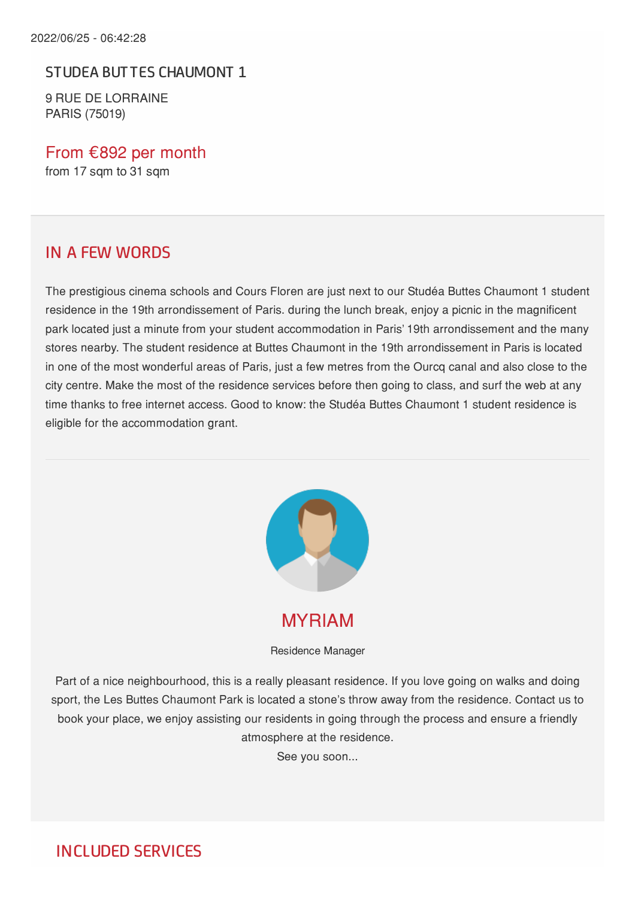2022/06/25 - 06:42:28

# STUDEA BUTTES CHAUMONT 1

9 RUE DE LORRAINE
PARIS (75019)

From €892 per month
from 17 sqm to 31 sqm

## IN A FEW WORDS

The prestigious cinema schools and Cours Floren are just next to our Studéa Buttes Chaumont 1 student residence in the 19th arrondissement of Paris. during the lunch break, enjoy a picnic in the magnificent park located just a minute from your student accommodation in Paris' 19th arrondissement and the many stores nearby. The student residence at Buttes Chaumont in the 19th arrondissement in Paris is located in one of the most wonderful areas of Paris, just a few metres from the Ourcq canal and also close to the city centre. Make the most of the residence services before then going to class, and surf the web at any time thanks to free internet access. Good to know: the Studéa Buttes Chaumont 1 student residence is eligible for the accommodation grant.

### MYRIAM

Residence Manager

Part of a nice neighbourhood, this is a really pleasant residence. If you love going on walks and doing sport, the Les Buttes Chaumont Park is located a stone's throw away from the residence. Contact us to book your place, we enjoy assisting our residents in going through the process and ensure a friendly atmosphere at the residence.
See you soon...

## INCLUDED SERVICES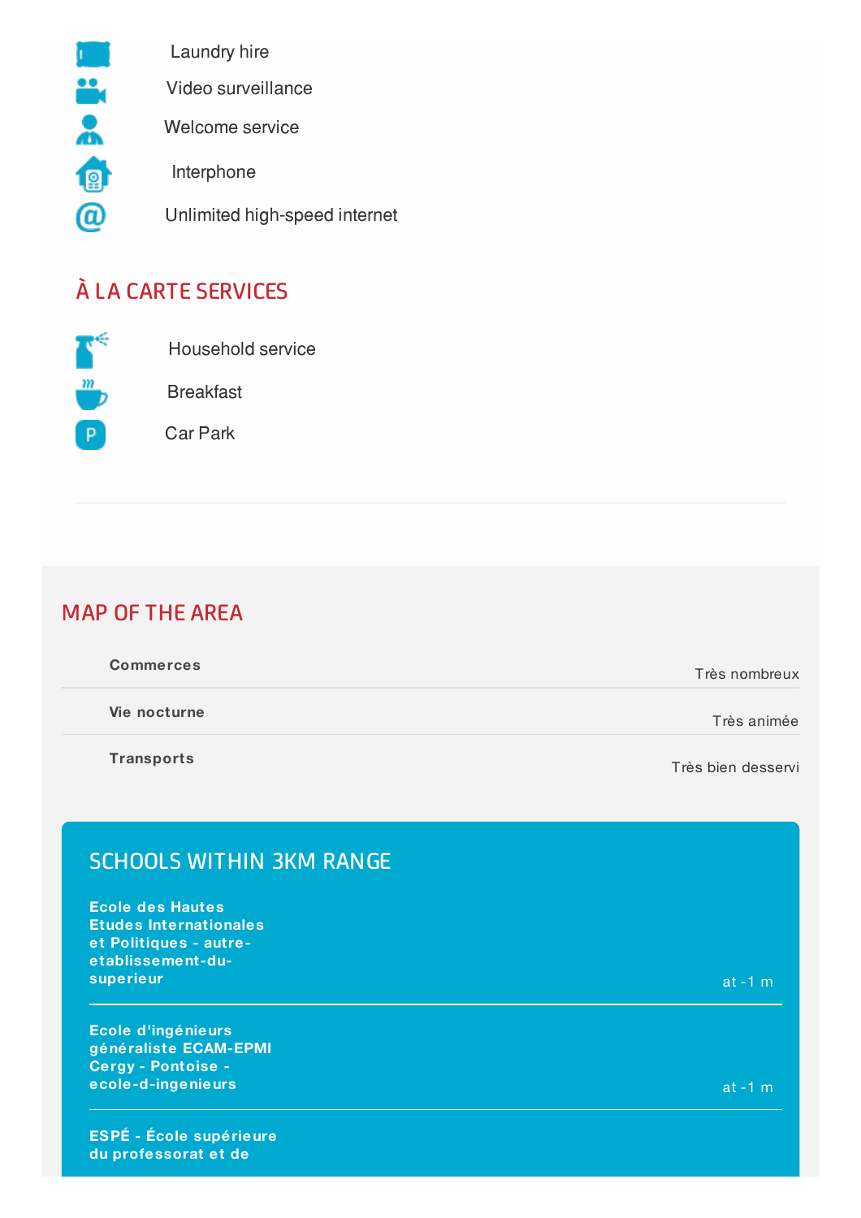- Laundry hire
- Video surveillance
- Welcome service
- Interphone
- Unlimited high-speed internet

## À LA CARTE SERVICES

- Household service
- Breakfast
- Car Park

---

## MAP OF THE AREA

| | |
|---|---|
| **Commerces** | Très nombreux |
| **Vie nocturne** | Très animée |
| **Transports** | Très bien desservi |

## SCHOOLS WITHIN 3KM RANGE

| | |
|---|---|
| **Ecole des Hautes Etudes Internationales et Politiques - autre-etablissement-du-superieur** | at -1 m |
| **Ecole d'ingénieurs généraliste ECAM-EPMI Cergy - Pontoise - ecole-d-ingenieurs** | at -1 m |

**ESPÉ - École supérieure du professorat et de**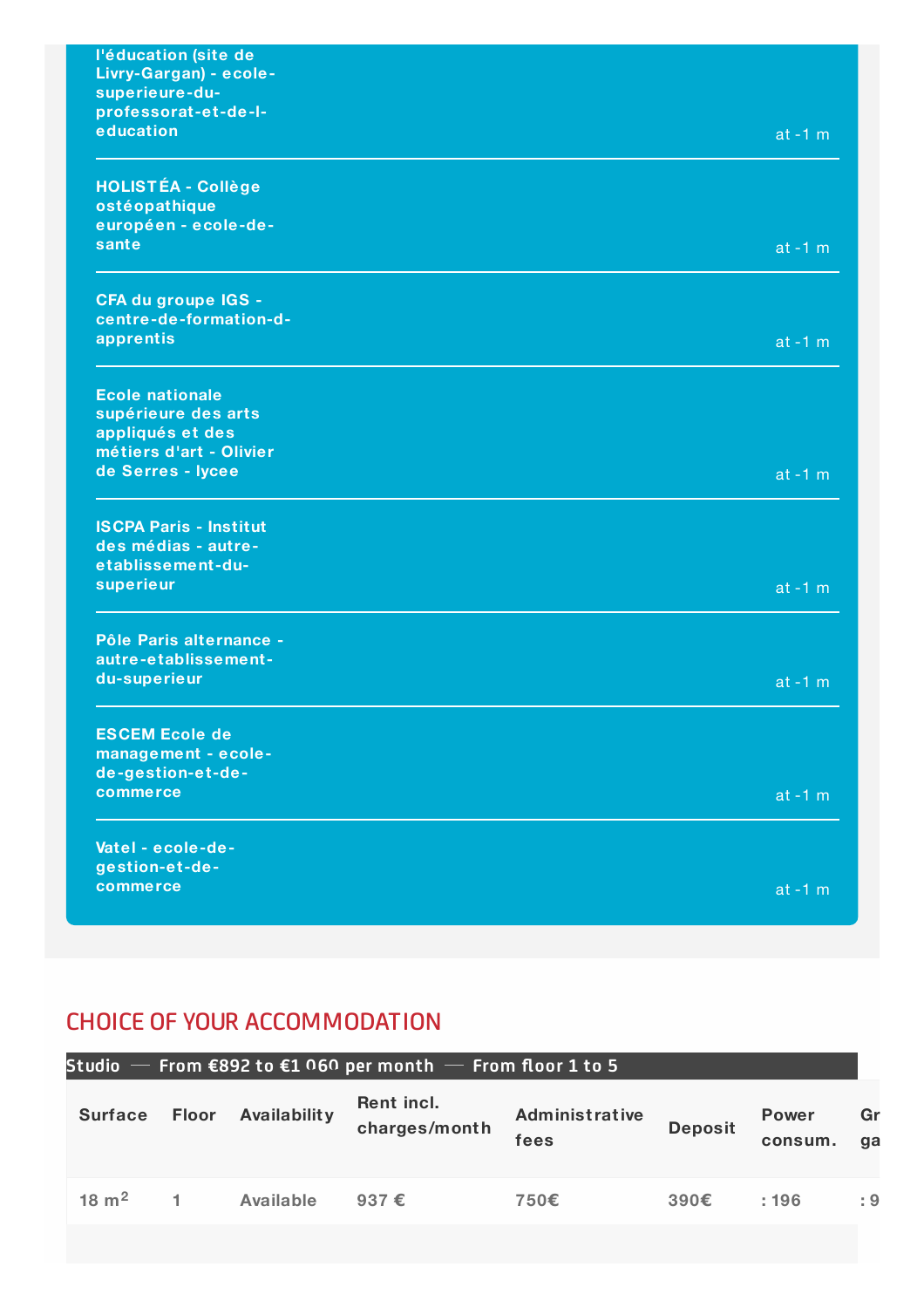| | |
|---|---|
| **l'éducation (site de Livry-Gargan) - ecole-superieure-du-professorat-et-de-l-education** | at -1 m |
| **HOLISTÉA - Collège ostéopathique européen - ecole-de-sante** | at -1 m |
| **CFA du groupe IGS - centre-de-formation-d-apprentis** | at -1 m |
| **Ecole nationale supérieure des arts appliqués et des métiers d'art - Olivier de Serres - lycee** | at -1 m |
| **ISCPA Paris - Institut des médias - autre-etablissement-du-superieur** | at -1 m |
| **Pôle Paris alternance - autre-etablissement-du-superieur** | at -1 m |
| **ESCEM Ecole de management - ecole-de-gestion-et-de-commerce** | at -1 m |
| **Vatel - ecole-de-gestion-et-de-commerce** | at -1 m |

## CHOICE OF YOUR ACCOMMODATION

**Studio — From €892 to €1 060 per month — From floor 1 to 5**

| Surface | Floor | Availability | Rent incl. charges/month | Administrative fees | Deposit | Power consum. | Gr ga |
|---|---|---|---|---|---|---|---|
| 18 m² | 1 | Available | 937 € | 750€ | 390€ | : 196 | : 9 |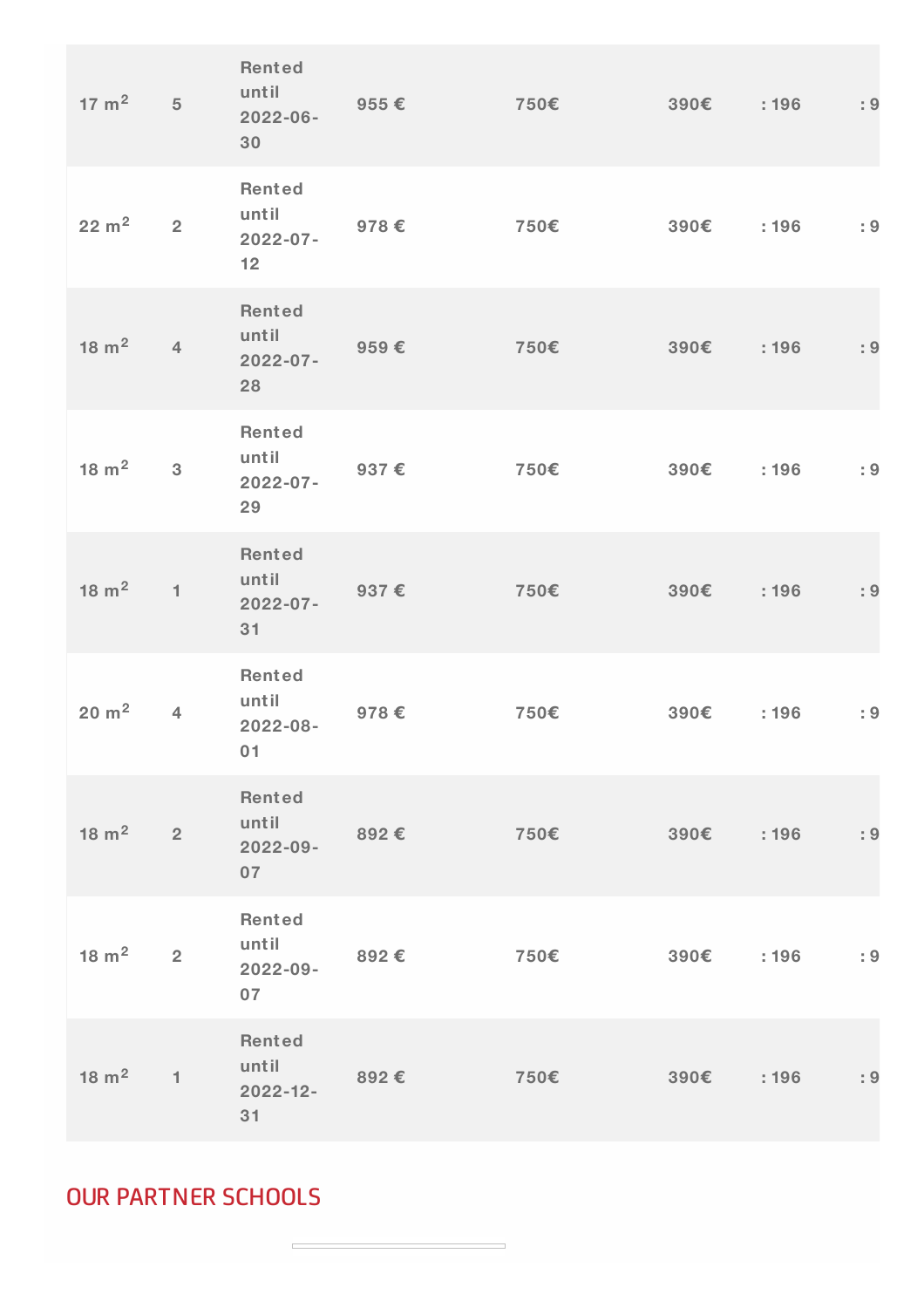| | | | | | | | |
|---|---|---|---|---|---|---|---|
| 17 $m^2$ | 5 | Rented until 2022-06-30 | 955 € | 750€ | 390€ | : 196 | : 9 |
| 22 $m^2$ | 2 | Rented until 2022-07-12 | 978 € | 750€ | 390€ | : 196 | : 9 |
| 18 $m^2$ | 4 | Rented until 2022-07-28 | 959 € | 750€ | 390€ | : 196 | : 9 |
| 18 $m^2$ | 3 | Rented until 2022-07-29 | 937 € | 750€ | 390€ | : 196 | : 9 |
| 18 $m^2$ | 1 | Rented until 2022-07-31 | 937 € | 750€ | 390€ | : 196 | : 9 |
| 20 $m^2$ | 4 | Rented until 2022-08-01 | 978 € | 750€ | 390€ | : 196 | : 9 |
| 18 $m^2$ | 2 | Rented until 2022-09-07 | 892 € | 750€ | 390€ | : 196 | : 9 |
| 18 $m^2$ | 2 | Rented until 2022-09-07 | 892 € | 750€ | 390€ | : 196 | : 9 |
| 18 $m^2$ | 1 | Rented until 2022-12-31 | 892 € | 750€ | 390€ | : 196 | : 9 |

## OUR PARTNER SCHOOLS